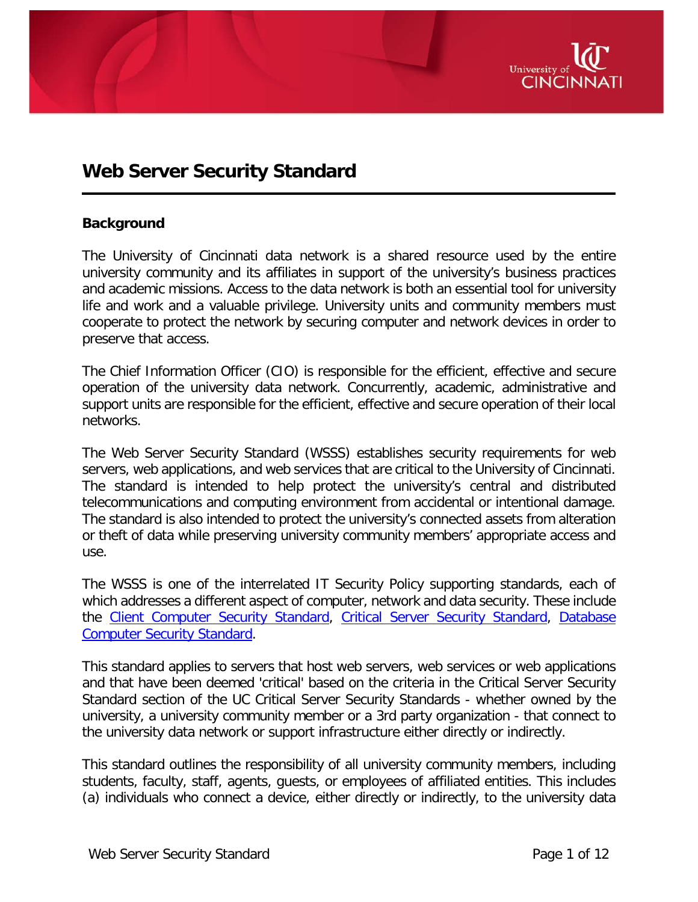# Web Server Security Standard

## Background

The University of Cincinnati data network is a shared resource used by the entire university community and its affiliates in support of the university's business practices and academic missions. Access to the data network is both an essential tool for university life and work and a valuable privilege. University units and community members must cooperate to protect the network by securing computer and network devices in order to preserve that access.

The Chief Information Officer (CIO) is responsible for the efficient, effective and secure operation of the university data network. Concurrently, academic, administrative and support units are responsible for the efficient, effective and secure operation of their local networks.

The Web Server Security Standard (WSSS) establishes security requirements for web servers, web applications, and web services that are critical to the University of Cincinnati. The standard is intended to help protect the university's central and distributed telecommunications and computing environment from accidental or intentional damage. The standard is also intended to protect the university's connected assets from alteration or theft of data while preserving university community members' appropriate access and use.

The WSSS is one of the interrelated IT Security Policy supporting standards, each of which addresses a different aspect of computer, network and data security. These include the Client Computer Security Standard, Critical Server Security Standard, Database Computer Security Standard.

This standard applies to servers that host web servers, web services or web applications and that have been deemed 'critical' based on the criteria in the Critical Server Security Standard section of the UC Critical Server Security Standards - whether owned by the university, a university community member or a 3rd party organization - that connect to the university data network or support infrastructure either directly or indirectly.

This standard outlines the responsibility of all university community members, including students, faculty, staff, agents, guests, or employees of affiliated entities. This includes (a) individuals who connect a device, either directly or indirectly, to the university data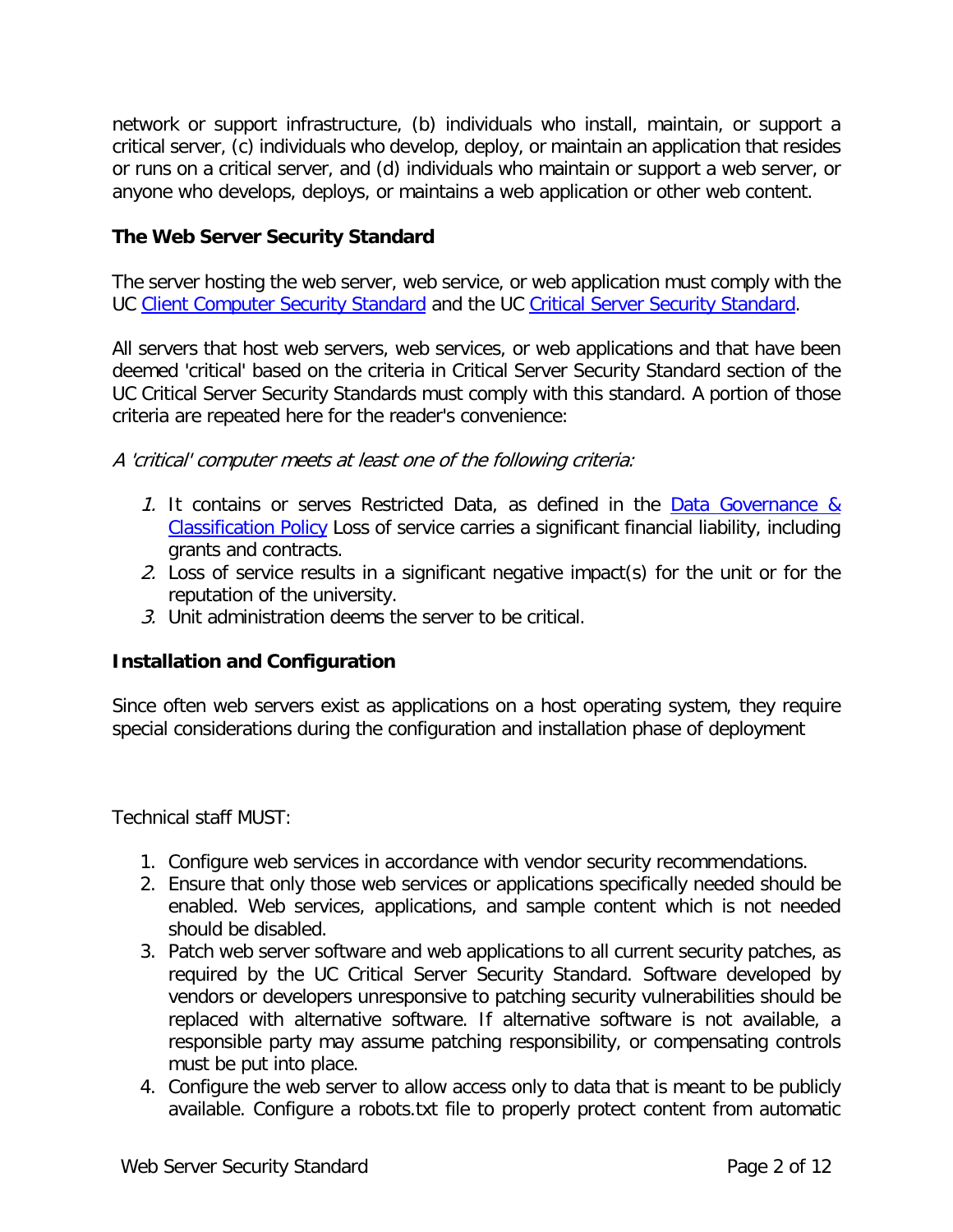network or support infrastructure, (b) individuals who install, maintain, or support a critical server, (c) individuals who develop, deploy, or maintain an application that resides or runs on a critical server, and (d) individuals who maintain or support a web server, or anyone who develops, deploys, or maintains a web application or other web content.

## The Web Server Security Standard

The server hosting the web server, web service, or web application must comply with the UC [Client Computer Security Standard] and the UC [Critical Server Security Standard].

All servers that host web servers, web services, or web applications and that have been deemed 'critical' based on the criteria in Critical Server Security Standard section of the UC Critical Server Security Standards must comply with this standard. A portion of those criteria are repeated here for the reader's convenience:

*A 'critical' computer meets at least one of the following criteria:*

1. It contains or serves Restricted Data, as defined in the [Data Governance & Classification Policy] Loss of service carries a significant financial liability, including grants and contracts.
2. Loss of service results in a significant negative impact(s) for the unit or for the reputation of the university.
3. Unit administration deems the server to be critical.

## Installation and Configuration

Since often web servers exist as applications on a host operating system, they require special considerations during the configuration and installation phase of deployment

Technical staff MUST:

1. Configure web services in accordance with vendor security recommendations.
2. Ensure that only those web services or applications specifically needed should be enabled. Web services, applications, and sample content which is not needed should be disabled.
3. Patch web server software and web applications to all current security patches, as required by the UC Critical Server Security Standard. Software developed by vendors or developers unresponsive to patching security vulnerabilities should be replaced with alternative software. If alternative software is not available, a responsible party may assume patching responsibility, or compensating controls must be put into place.
4. Configure the web server to allow access only to data that is meant to be publicly available. Configure a robots.txt file to properly protect content from automatic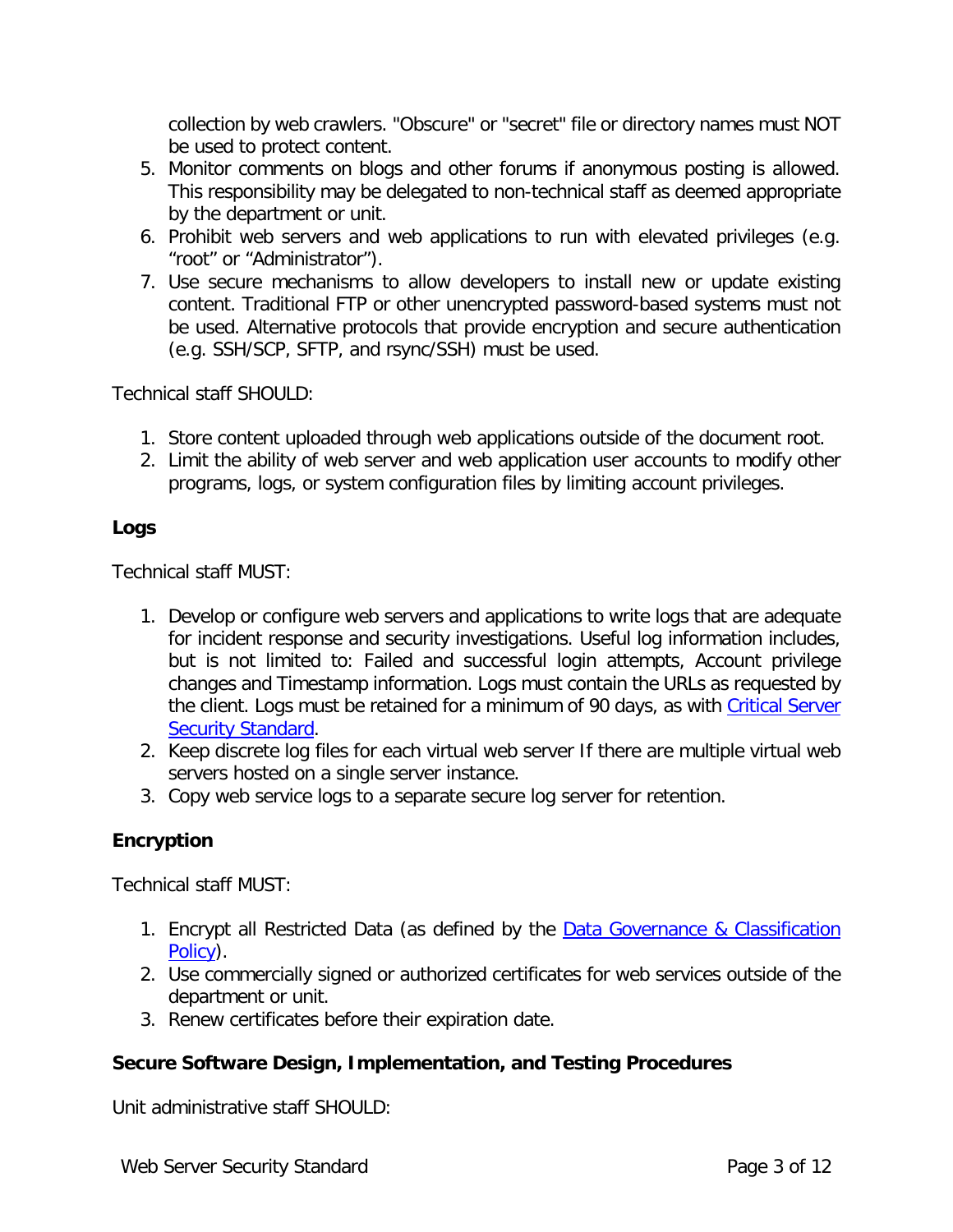collection by web crawlers. "Obscure" or "secret" file or directory names must NOT be used to protect content.

5. Monitor comments on blogs and other forums if anonymous posting is allowed. This responsibility may be delegated to non-technical staff as deemed appropriate by the department or unit.
6. Prohibit web servers and web applications to run with elevated privileges (e.g. “root” or “Administrator”).
7. Use secure mechanisms to allow developers to install new or update existing content. Traditional FTP or other unencrypted password-based systems must not be used. Alternative protocols that provide encryption and secure authentication (e.g. SSH/SCP, SFTP, and rsync/SSH) must be used.

Technical staff SHOULD:

1. Store content uploaded through web applications outside of the document root.
2. Limit the ability of web server and web application user accounts to modify other programs, logs, or system configuration files by limiting account privileges.

### Logs

Technical staff MUST:

1. Develop or configure web servers and applications to write logs that are adequate for incident response and security investigations. Useful log information includes, but is not limited to: Failed and successful login attempts, Account privilege changes and Timestamp information. Logs must contain the URLs as requested by the client. Logs must be retained for a minimum of 90 days, as with Critical Server Security Standard.
2. Keep discrete log files for each virtual web server If there are multiple virtual web servers hosted on a single server instance.
3. Copy web service logs to a separate secure log server for retention.

### Encryption

Technical staff MUST:

1. Encrypt all Restricted Data (as defined by the Data Governance & Classification Policy).
2. Use commercially signed or authorized certificates for web services outside of the department or unit.
3. Renew certificates before their expiration date.

### Secure Software Design, Implementation, and Testing Procedures

Unit administrative staff SHOULD: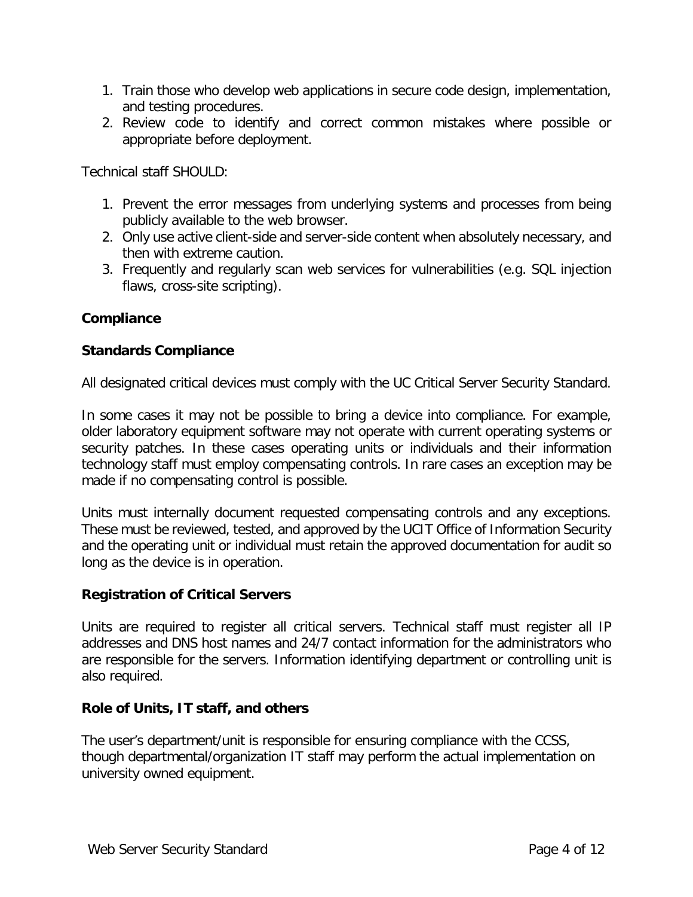1. Train those who develop web applications in secure code design, implementation, and testing procedures.
2. Review code to identify and correct common mistakes where possible or appropriate before deployment.

Technical staff SHOULD:

1. Prevent the error messages from underlying systems and processes from being publicly available to the web browser.
2. Only use active client-side and server-side content when absolutely necessary, and then with extreme caution.
3. Frequently and regularly scan web services for vulnerabilities (e.g. SQL injection flaws, cross-site scripting).

## Compliance

### Standards Compliance

All designated critical devices must comply with the UC Critical Server Security Standard.

In some cases it may not be possible to bring a device into compliance. For example, older laboratory equipment software may not operate with current operating systems or security patches. In these cases operating units or individuals and their information technology staff must employ compensating controls. In rare cases an exception may be made if no compensating control is possible.

Units must internally document requested compensating controls and any exceptions. These must be reviewed, tested, and approved by the UCIT Office of Information Security and the operating unit or individual must retain the approved documentation for audit so long as the device is in operation.

### Registration of Critical Servers

Units are required to register all critical servers. Technical staff must register all IP addresses and DNS host names and 24/7 contact information for the administrators who are responsible for the servers. Information identifying department or controlling unit is also required.

### Role of Units, IT staff, and others

The user's department/unit is responsible for ensuring compliance with the CCSS, though departmental/organization IT staff may perform the actual implementation on university owned equipment.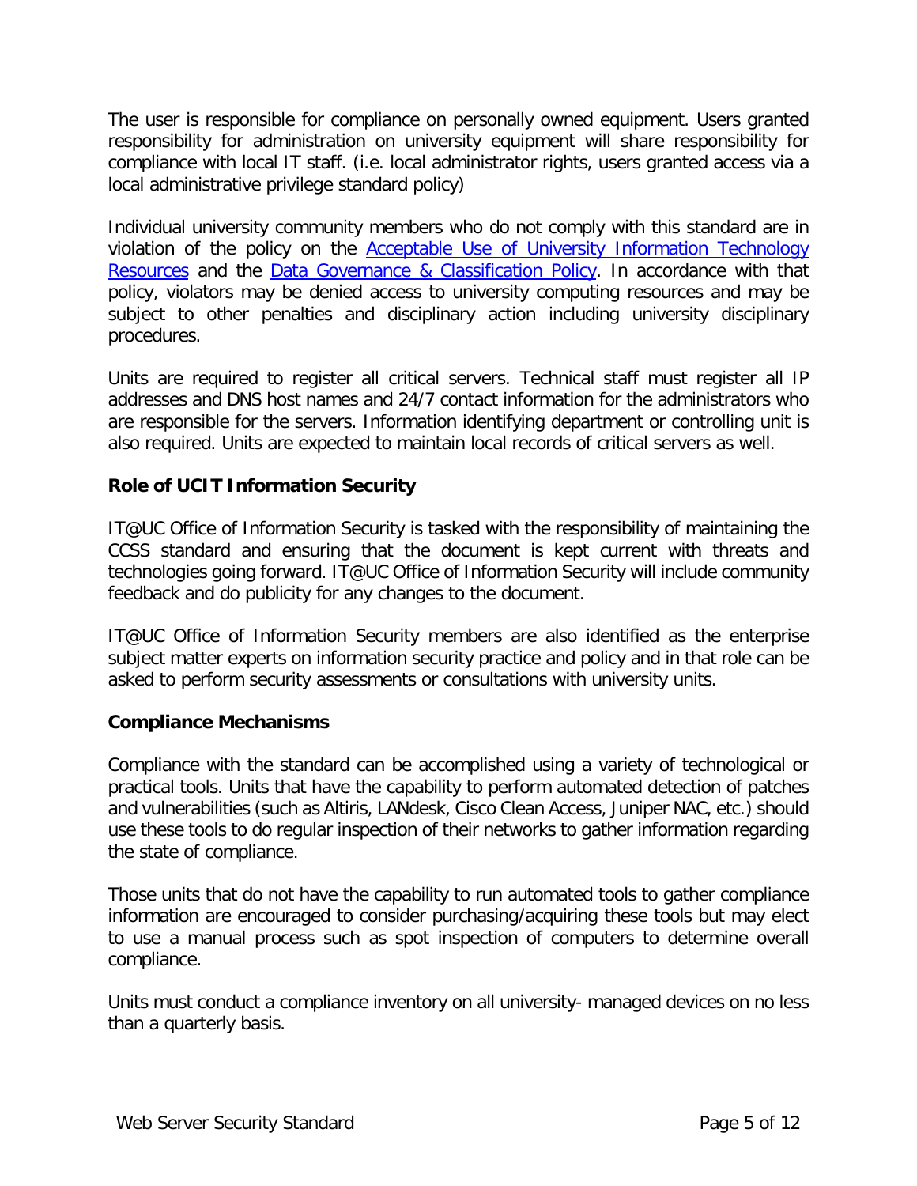The user is responsible for compliance on personally owned equipment. Users granted responsibility for administration on university equipment will share responsibility for compliance with local IT staff. (i.e. local administrator rights, users granted access via a local administrative privilege standard policy)

Individual university community members who do not comply with this standard are in violation of the policy on the [Acceptable Use of University Information Technology Resources] and the [Data Governance & Classification Policy]. In accordance with that policy, violators may be denied access to university computing resources and may be subject to other penalties and disciplinary action including university disciplinary procedures.

Units are required to register all critical servers. Technical staff must register all IP addresses and DNS host names and 24/7 contact information for the administrators who are responsible for the servers. Information identifying department or controlling unit is also required. Units are expected to maintain local records of critical servers as well.

**Role of UCIT Information Security**

IT@UC Office of Information Security is tasked with the responsibility of maintaining the CCSS standard and ensuring that the document is kept current with threats and technologies going forward. IT@UC Office of Information Security will include community feedback and do publicity for any changes to the document.

IT@UC Office of Information Security members are also identified as the enterprise subject matter experts on information security practice and policy and in that role can be asked to perform security assessments or consultations with university units.

**Compliance Mechanisms**

Compliance with the standard can be accomplished using a variety of technological or practical tools. Units that have the capability to perform automated detection of patches and vulnerabilities (such as Altiris, LANdesk, Cisco Clean Access, Juniper NAC, etc.) should use these tools to do regular inspection of their networks to gather information regarding the state of compliance.

Those units that do not have the capability to run automated tools to gather compliance information are encouraged to consider purchasing/acquiring these tools but may elect to use a manual process such as spot inspection of computers to determine overall compliance.

Units must conduct a compliance inventory on all university- managed devices on no less than a quarterly basis.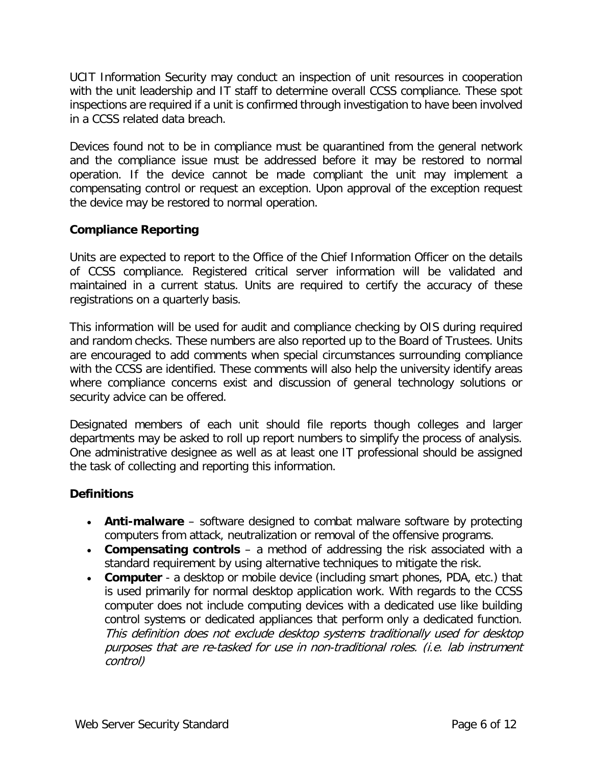UCIT Information Security may conduct an inspection of unit resources in cooperation with the unit leadership and IT staff to determine overall CCSS compliance. These spot inspections are required if a unit is confirmed through investigation to have been involved in a CCSS related data breach.

Devices found not to be in compliance must be quarantined from the general network and the compliance issue must be addressed before it may be restored to normal operation. If the device cannot be made compliant the unit may implement a compensating control or request an exception. Upon approval of the exception request the device may be restored to normal operation.

### Compliance Reporting

Units are expected to report to the Office of the Chief Information Officer on the details of CCSS compliance. Registered critical server information will be validated and maintained in a current status. Units are required to certify the accuracy of these registrations on a quarterly basis.

This information will be used for audit and compliance checking by OIS during required and random checks. These numbers are also reported up to the Board of Trustees. Units are encouraged to add comments when special circumstances surrounding compliance with the CCSS are identified. These comments will also help the university identify areas where compliance concerns exist and discussion of general technology solutions or security advice can be offered.

Designated members of each unit should file reports though colleges and larger departments may be asked to roll up report numbers to simplify the process of analysis. One administrative designee as well as at least one IT professional should be assigned the task of collecting and reporting this information.

### Definitions

- **Anti-malware** – software designed to combat malware software by protecting computers from attack, neutralization or removal of the offensive programs.
- **Compensating controls** – a method of addressing the risk associated with a standard requirement by using alternative techniques to mitigate the risk.
- **Computer** - a desktop or mobile device (including smart phones, PDA, etc.) that is used primarily for normal desktop application work. With regards to the CCSS computer does not include computing devices with a dedicated use like building control systems or dedicated appliances that perform only a dedicated function. *This definition does not exclude desktop systems traditionally used for desktop purposes that are re-tasked for use in non-traditional roles. (i.e. lab instrument control)*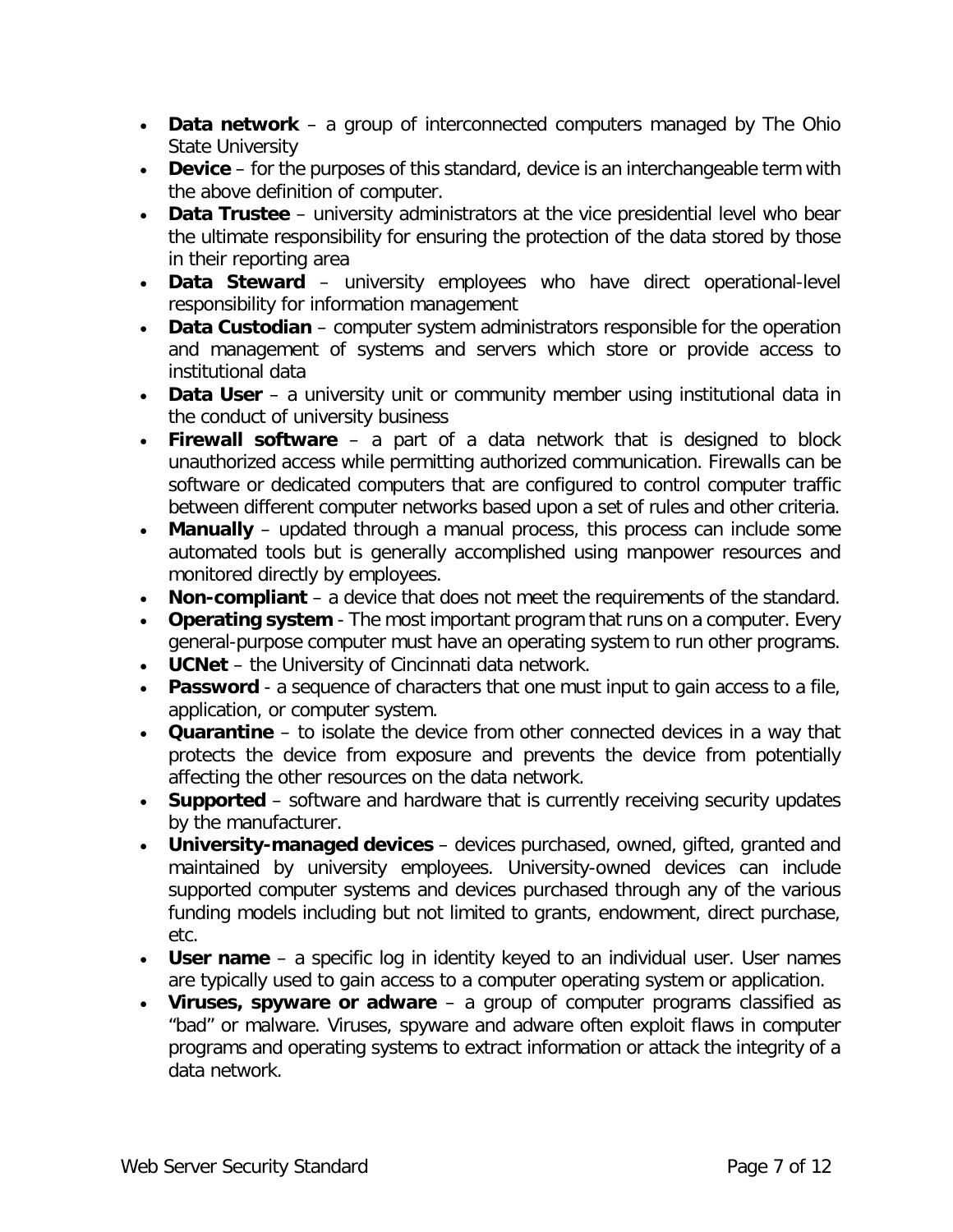- **Data network** – a group of interconnected computers managed by The Ohio State University
- **Device** – for the purposes of this standard, device is an interchangeable term with the above definition of computer.
- **Data Trustee** – university administrators at the vice presidential level who bear the ultimate responsibility for ensuring the protection of the data stored by those in their reporting area
- **Data Steward** – university employees who have direct operational-level responsibility for information management
- **Data Custodian** – computer system administrators responsible for the operation and management of systems and servers which store or provide access to institutional data
- **Data User** – a university unit or community member using institutional data in the conduct of university business
- **Firewall software** – a part of a data network that is designed to block unauthorized access while permitting authorized communication. Firewalls can be software or dedicated computers that are configured to control computer traffic between different computer networks based upon a set of rules and other criteria.
- **Manually** – updated through a manual process, this process can include some automated tools but is generally accomplished using manpower resources and monitored directly by employees.
- **Non-compliant** – a device that does not meet the requirements of the standard.
- **Operating system** - The most important program that runs on a computer. Every general-purpose computer must have an operating system to run other programs.
- **UCNet** – the University of Cincinnati data network.
- **Password** - a sequence of characters that one must input to gain access to a file, application, or computer system.
- **Quarantine** – to isolate the device from other connected devices in a way that protects the device from exposure and prevents the device from potentially affecting the other resources on the data network.
- **Supported** – software and hardware that is currently receiving security updates by the manufacturer.
- **University-managed devices** – devices purchased, owned, gifted, granted and maintained by university employees. University-owned devices can include supported computer systems and devices purchased through any of the various funding models including but not limited to grants, endowment, direct purchase, etc.
- **User name** – a specific log in identity keyed to an individual user. User names are typically used to gain access to a computer operating system or application.
- **Viruses, spyware or adware** – a group of computer programs classified as "bad" or malware. Viruses, spyware and adware often exploit flaws in computer programs and operating systems to extract information or attack the integrity of a data network.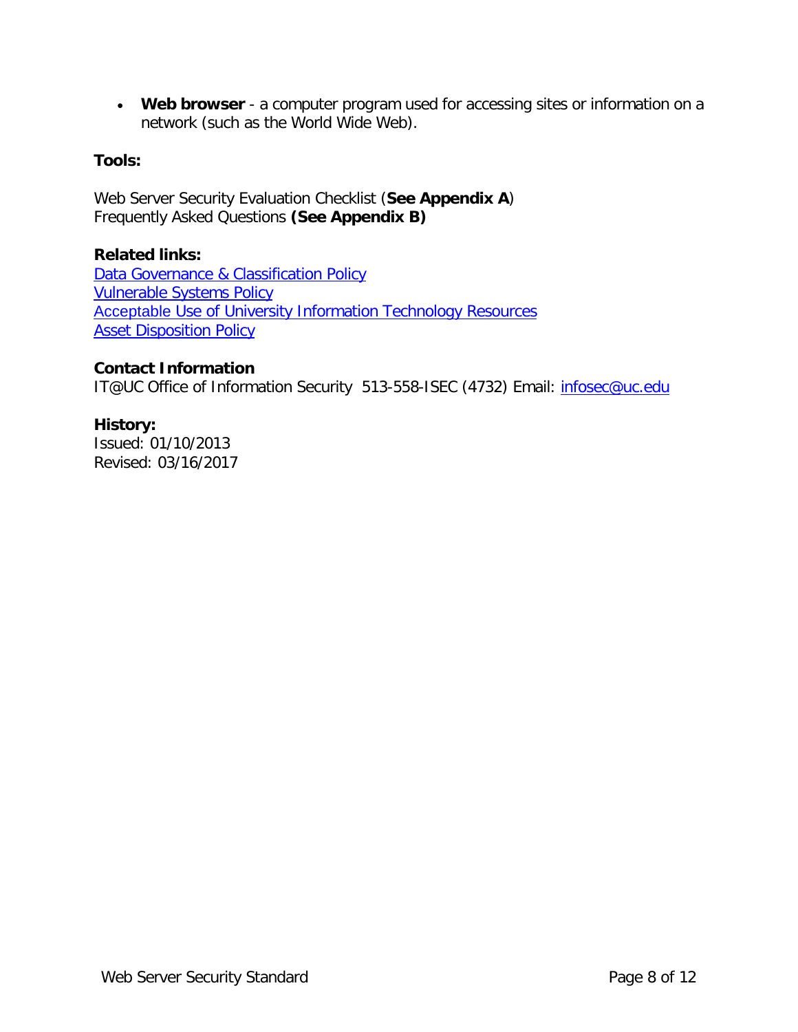- **Web browser** - a computer program used for accessing sites or information on a network (such as the World Wide Web).

**Tools:**

Web Server Security Evaluation Checklist (**See Appendix A**)
Frequently Asked Questions **(See Appendix B)**

**Related links:**
[Data Governance & Classification Policy]()
[Vulnerable Systems Policy]()
[Acceptable Use of University Information Technology Resources]()
[Asset Disposition Policy]()

**Contact Information**
IT@UC Office of Information Security 513-558-ISEC (4732) Email: [infosec@uc.edu](mailto:infosec@uc.edu)

**History:**
Issued: 01/10/2013
Revised: 03/16/2017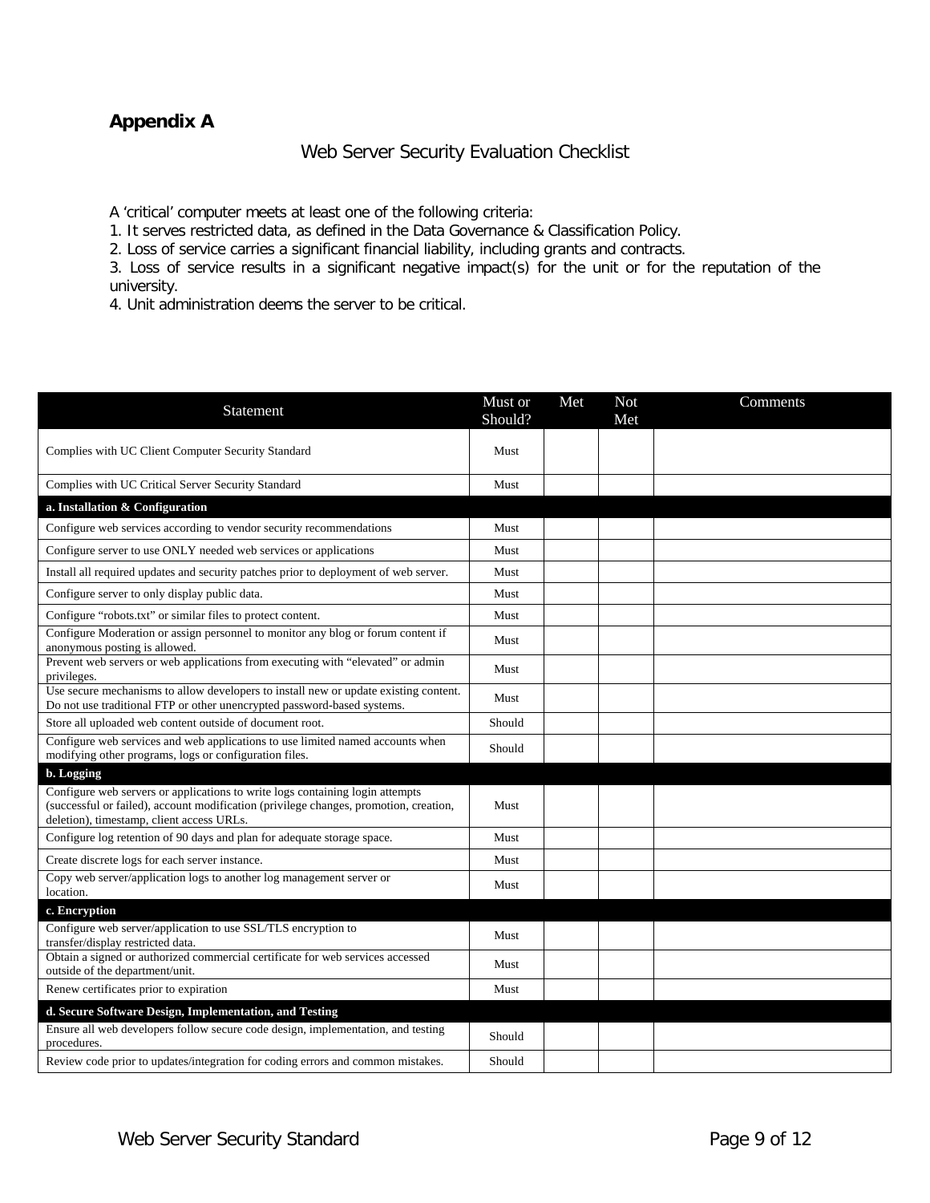## Appendix A

### Web Server Security Evaluation Checklist

A 'critical' computer meets at least one of the following criteria:
1. It serves restricted data, as defined in the Data Governance & Classification Policy.
2. Loss of service carries a significant financial liability, including grants and contracts.
3. Loss of service results in a significant negative impact(s) for the unit or for the reputation of the university.
4. Unit administration deems the server to be critical.

| Statement | Must or Should? | Met | Not Met | Comments |
|---|---|---|---|---|
| Complies with UC Client Computer Security Standard | Must | | | |
| Complies with UC Critical Server Security Standard | Must | | | |
| **a. Installation & Configuration** | | | | |
| Configure web services according to vendor security recommendations | Must | | | |
| Configure server to use ONLY needed web services or applications | Must | | | |
| Install all required updates and security patches prior to deployment of web server. | Must | | | |
| Configure server to only display public data. | Must | | | |
| Configure "robots.txt" or similar files to protect content. | Must | | | |
| Configure Moderation or assign personnel to monitor any blog or forum content if anonymous posting is allowed. | Must | | | |
| Prevent web servers or web applications from executing with "elevated" or admin privileges. | Must | | | |
| Use secure mechanisms to allow developers to install new or update existing content. Do not use traditional FTP or other unencrypted password-based systems. | Must | | | |
| Store all uploaded web content outside of document root. | Should | | | |
| Configure web services and web applications to use limited named accounts when modifying other programs, logs or configuration files. | Should | | | |
| **b. Logging** | | | | |
| Configure web servers or applications to write logs containing login attempts (successful or failed), account modification (privilege changes, promotion, creation, deletion), timestamp, client access URLs. | Must | | | |
| Configure log retention of 90 days and plan for adequate storage space. | Must | | | |
| Create discrete logs for each server instance. | Must | | | |
| Copy web server/application logs to another log management server or location. | Must | | | |
| **c. Encryption** | | | | |
| Configure web server/application to use SSL/TLS encryption to transfer/display restricted data. | Must | | | |
| Obtain a signed or authorized commercial certificate for web services accessed outside of the department/unit. | Must | | | |
| Renew certificates prior to expiration | Must | | | |
| **d. Secure Software Design, Implementation, and Testing** | | | | |
| Ensure all web developers follow secure code design, implementation, and testing procedures. | Should | | | |
| Review code prior to updates/integration for coding errors and common mistakes. | Should | | | |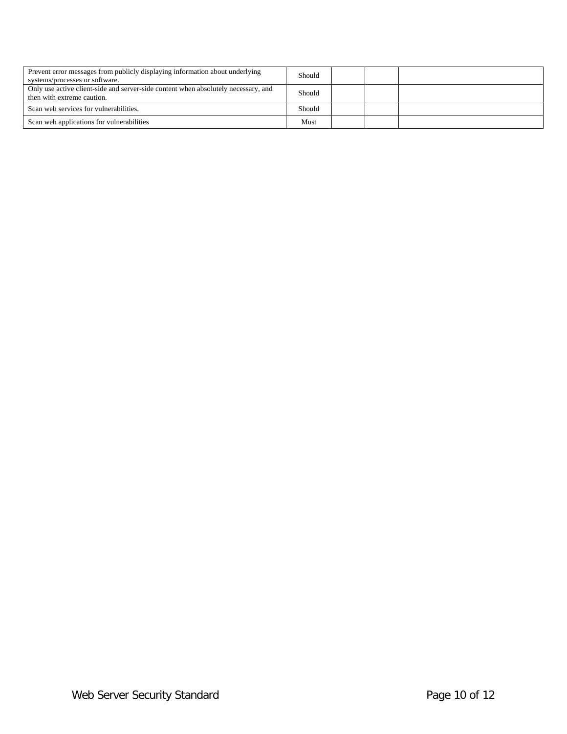| | | | | |
|---|---|---|---|---|
| Prevent error messages from publicly displaying information about underlying systems/processes or software. | Should | | | |
| Only use active client-side and server-side content when absolutely necessary, and then with extreme caution. | Should | | | |
| Scan web services for vulnerabilities. | Should | | | |
| Scan web applications for vulnerabilities | Must | | | |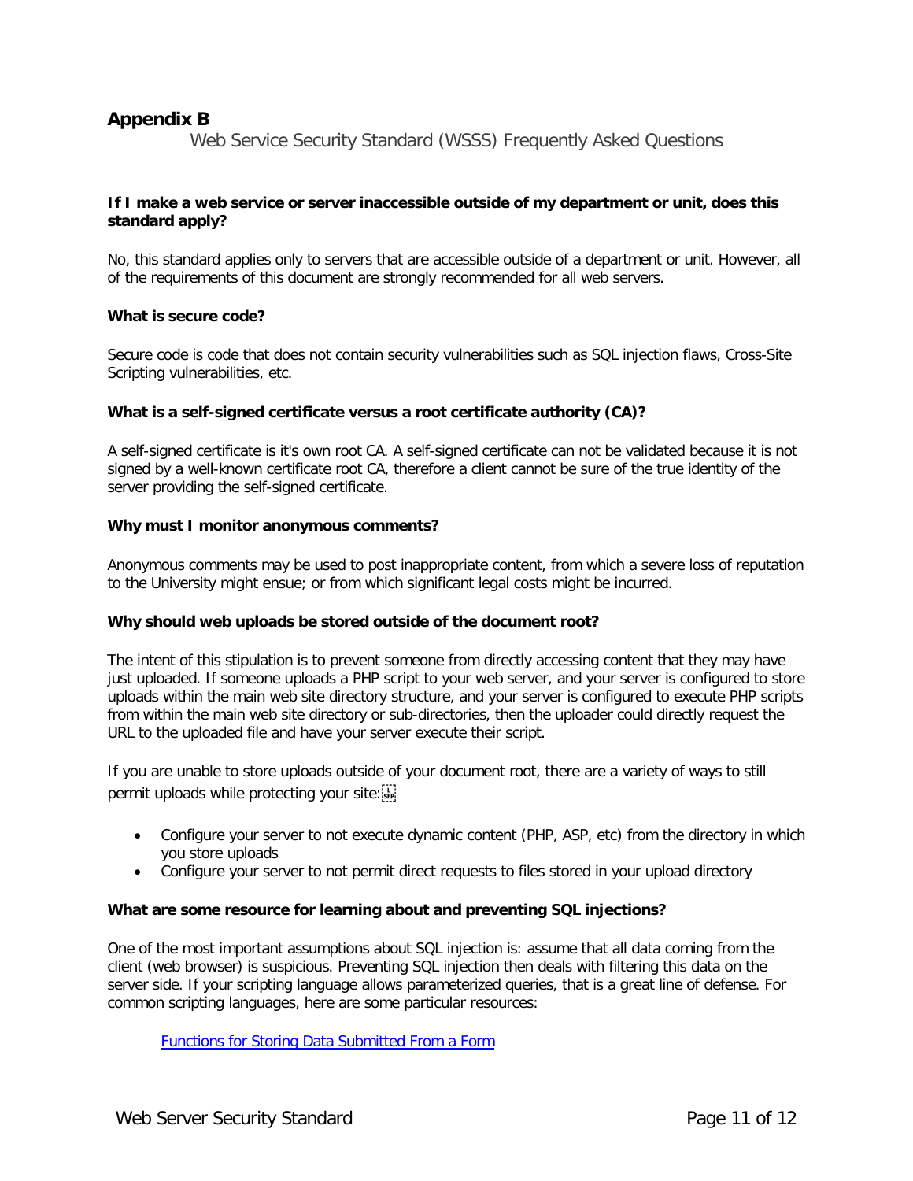# Appendix B

Web Service Security Standard (WSSS) Frequently Asked Questions

**If I make a web service or server inaccessible outside of my department or unit, does this standard apply?**

No, this standard applies only to servers that are accessible outside of a department or unit. However, all of the requirements of this document are strongly recommended for all web servers.

**What is secure code?**

Secure code is code that does not contain security vulnerabilities such as SQL injection flaws, Cross-Site Scripting vulnerabilities, etc.

**What is a self-signed certificate versus a root certificate authority (CA)?**

A self-signed certificate is it's own root CA. A self-signed certificate can not be validated because it is not signed by a well-known certificate root CA, therefore a client cannot be sure of the true identity of the server providing the self-signed certificate.

**Why must I monitor anonymous comments?**

Anonymous comments may be used to post inappropriate content, from which a severe loss of reputation to the University might ensue; or from which significant legal costs might be incurred.

**Why should web uploads be stored outside of the document root?**

The intent of this stipulation is to prevent someone from directly accessing content that they may have just uploaded. If someone uploads a PHP script to your web server, and your server is configured to store uploads within the main web site directory structure, and your server is configured to execute PHP scripts from within the main web site directory or sub-directories, then the uploader could directly request the URL to the uploaded file and have your server execute their script.

If you are unable to store uploads outside of your document root, there are a variety of ways to still permit uploads while protecting your site:

- Configure your server to not execute dynamic content (PHP, ASP, etc) from the directory in which you store uploads
- Configure your server to not permit direct requests to files stored in your upload directory

**What are some resource for learning about and preventing SQL injections?**

One of the most important assumptions about SQL injection is: assume that all data coming from the client (web browser) is suspicious. Preventing SQL injection then deals with filtering this data on the server side. If your scripting language allows parameterized queries, that is a great line of defense. For common scripting languages, here are some particular resources:

Functions for Storing Data Submitted From a Form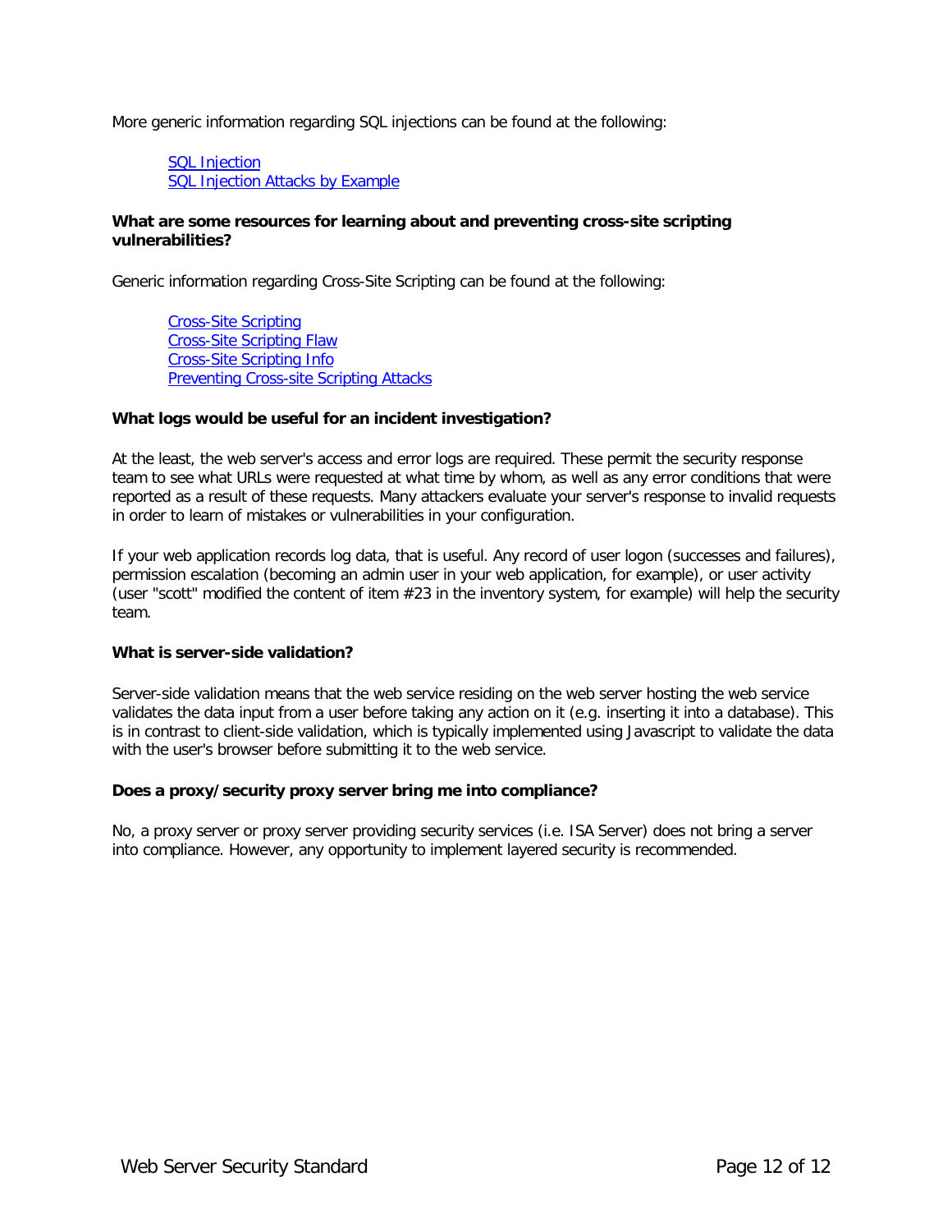More generic information regarding SQL injections can be found at the following:

- [SQL Injection]()
- [SQL Injection Attacks by Example]()

**What are some resources for learning about and preventing cross-site scripting vulnerabilities?**

Generic information regarding Cross-Site Scripting can be found at the following:

- [Cross-Site Scripting]()
- [Cross-Site Scripting Flaw]()
- [Cross-Site Scripting Info]()
- [Preventing Cross-site Scripting Attacks]()

**What logs would be useful for an incident investigation?**

At the least, the web server's access and error logs are required. These permit the security response team to see what URLs were requested at what time by whom, as well as any error conditions that were reported as a result of these requests. Many attackers evaluate your server's response to invalid requests in order to learn of mistakes or vulnerabilities in your configuration.

If your web application records log data, that is useful. Any record of user logon (successes and failures), permission escalation (becoming an admin user in your web application, for example), or user activity (user "scott" modified the content of item #23 in the inventory system, for example) will help the security team.

**What is server-side validation?**

Server-side validation means that the web service residing on the web server hosting the web service validates the data input from a user before taking any action on it (e.g. inserting it into a database). This is in contrast to client-side validation, which is typically implemented using Javascript to validate the data with the user's browser before submitting it to the web service.

**Does a proxy/security proxy server bring me into compliance?**

No, a proxy server or proxy server providing security services (i.e. ISA Server) does not bring a server into compliance. However, any opportunity to implement layered security is recommended.